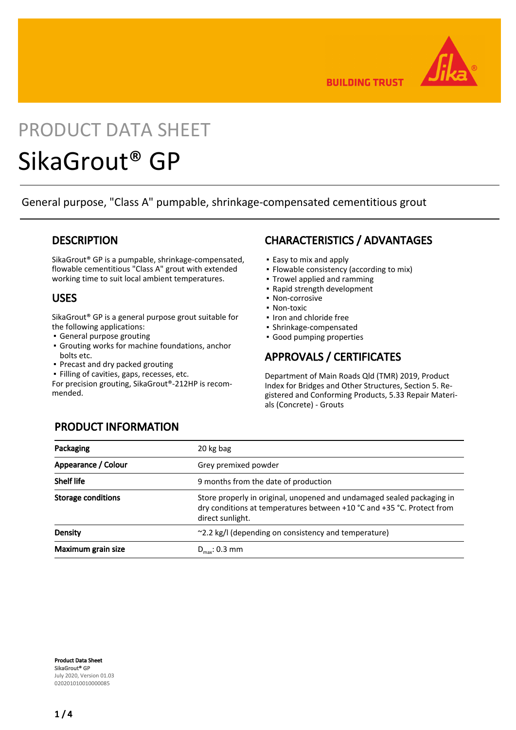PRODUCT DATA SHEET

# SikaGrout® GP

General purpose, "Class A" pumpable, shrinkage-compensated cementitious grout

## DESCRIPTION

SikaGrout® GP is a pumpable, shrinkage-compensated, flowable cementitious "Class A" grout with extended working time to suit local ambient temperatures.

## USES

SikaGrout® GP is a general purpose grout suitable for the following applications:

- General purpose grouting
- Grouting works for machine foundations, anchor bolts etc.
- Precast and dry packed grouting
- Filling of cavities, gaps, recesses, etc.

For precision grouting, SikaGrout®-212HP is recommended.

## CHARACTERISTICS / ADVANTAGES

- Easy to mix and apply
- Flowable consistency (according to mix)
- Trowel applied and ramming
- Rapid strength development
- Non-corrosive
- Non-toxic
- Iron and chloride free
- Shrinkage-compensated
- Good pumping properties

## APPROVALS / CERTIFICATES

Department of Main Roads Qld (TMR) 2019, Product Index for Bridges and Other Structures, Section 5. Registered and Conforming Products, 5.33 Repair Materials (Concrete) - Grouts

## PRODUCT INFORMATION

| | |
|---|---|
| **Packaging** | 20 kg bag |
| **Appearance / Colour** | Grey premixed powder |
| **Shelf life** | 9 months from the date of production |
| **Storage conditions** | Store properly in original, unopened and undamaged sealed packaging in dry conditions at temperatures between +10 °C and +35 °C. Protect from direct sunlight. |
| **Density** | ~2.2 kg/l (depending on consistency and temperature) |
| **Maximum grain size** | $D_{max}$: 0.3 mm |

**Product Data Sheet**
**SikaGrout® GP**
July 2020, Version 01.03
020201010010000085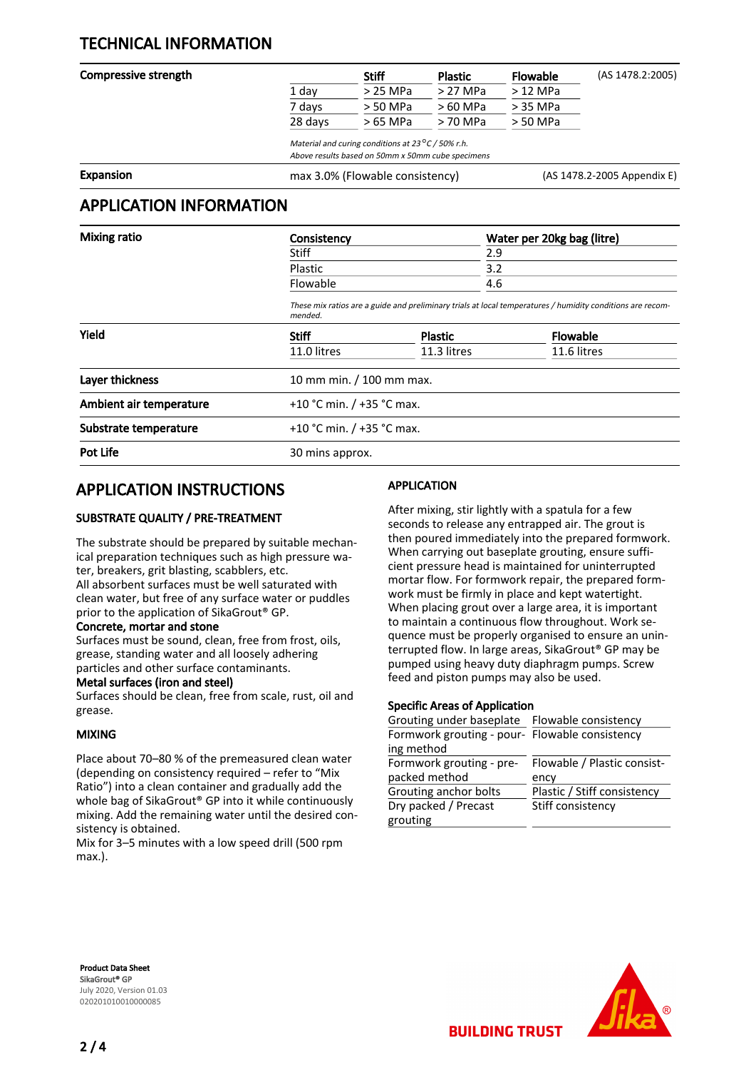## TECHNICAL INFORMATION

**Compressive strength** (AS 1478.2:2005)

| | Stiff | Plastic | Flowable |
|---|---|---|---|
| 1 day | > 25 MPa | > 27 MPa | > 12 MPa |
| 7 days | > 50 MPa | > 60 MPa | > 35 MPa |
| 28 days | > 65 MPa | > 70 MPa | > 50 MPa |

*Material and curing conditions at 23 °C / 50% r.h.*
*Above results based on 50mm x 50mm cube specimens*

**Expansion**

max 3.0% (Flowable consistency) (AS 1478.2-2005 Appendix E)

## APPLICATION INFORMATION

**Mixing ratio**

| Consistency | Water per 20kg bag (litre) |
|---|---|
| Stiff | 2.9 |
| Plastic | 3.2 |
| Flowable | 4.6 |

*These mix ratios are a guide and preliminary trials at local temperatures / humidity conditions are recommended.*

**Yield**

| Stiff | Plastic | Flowable |
|---|---|---|
| 11.0 litres | 11.3 litres | 11.6 litres |

**Layer thickness**

10 mm min. / 100 mm max.

**Ambient air temperature**

+10 °C min. / +35 °C max.

**Substrate temperature**

+10 °C min. / +35 °C max.

**Pot Life**

30 mins approx.

## APPLICATION INSTRUCTIONS

### SUBSTRATE QUALITY / PRE-TREATMENT

The substrate should be prepared by suitable mechanical preparation techniques such as high pressure water, breakers, grit blasting, scabblers, etc.
All absorbent surfaces must be well saturated with clean water, but free of any surface water or puddles prior to the application of SikaGrout® GP.

**Concrete, mortar and stone**

Surfaces must be sound, clean, free from frost, oils, grease, standing water and all loosely adhering particles and other surface contaminants.

**Metal surfaces (iron and steel)**

Surfaces should be clean, free from scale, rust, oil and grease.

### MIXING

Place about 70–80 % of the premeasured clean water (depending on consistency required – refer to "Mix Ratio") into a clean container and gradually add the whole bag of SikaGrout® GP into it while continuously mixing. Add the remaining water until the desired consistency is obtained.
Mix for 3–5 minutes with a low speed drill (500 rpm max.).

### APPLICATION

After mixing, stir lightly with a spatula for a few seconds to release any entrapped air. The grout is then poured immediately into the prepared formwork. When carrying out baseplate grouting, ensure sufficient pressure head is maintained for uninterrupted mortar flow. For formwork repair, the prepared formwork must be firmly in place and kept watertight. When placing grout over a large area, it is important to maintain a continuous flow throughout. Work sequence must be properly organised to ensure an uninterrupted flow. In large areas, SikaGrout® GP may be pumped using heavy duty diaphragm pumps. Screw feed and piston pumps may also be used.

**Specific Areas of Application**

| | |
|---|---|
| Grouting under baseplate | Flowable consistency |
| Formwork grouting - pouring method | Flowable consistency |
| Formwork grouting - prepacked method | Flowable / Plastic consistency |
| Grouting anchor bolts | Plastic / Stiff consistency |
| Dry packed / Precast grouting | Stiff consistency |

**Product Data Sheet**
**SikaGrout® GP**
July 2020, Version 01.03
020201010010000085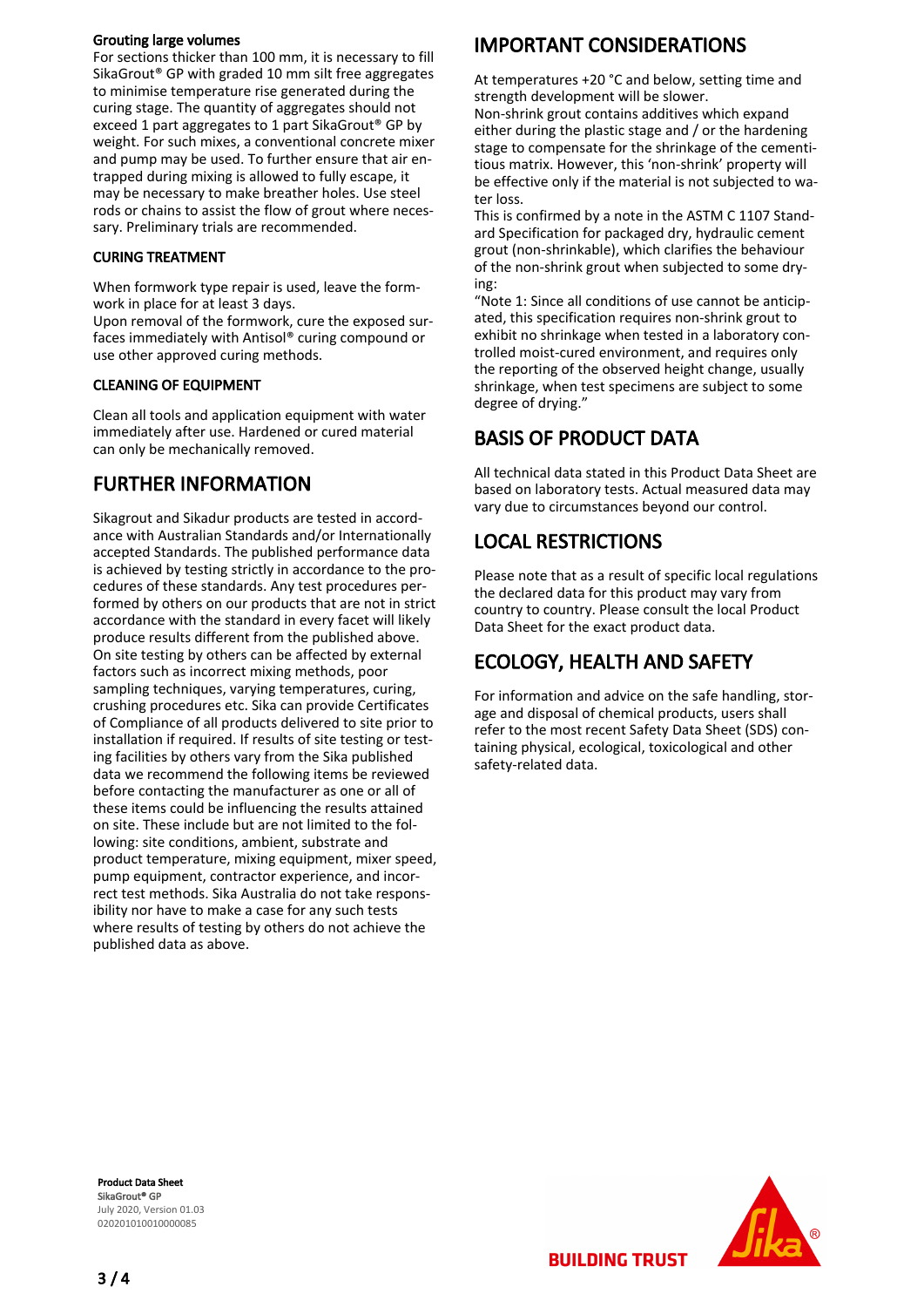#### Grouting large volumes

For sections thicker than 100 mm, it is necessary to fill SikaGrout® GP with graded 10 mm silt free aggregates to minimise temperature rise generated during the curing stage. The quantity of aggregates should not exceed 1 part aggregates to 1 part SikaGrout® GP by weight. For such mixes, a conventional concrete mixer and pump may be used. To further ensure that air entrapped during mixing is allowed to fully escape, it may be necessary to make breather holes. Use steel rods or chains to assist the flow of grout where necessary. Preliminary trials are recommended.

### CURING TREATMENT

When formwork type repair is used, leave the formwork in place for at least 3 days.
Upon removal of the formwork, cure the exposed surfaces immediately with Antisol® curing compound or use other approved curing methods.

### CLEANING OF EQUIPMENT

Clean all tools and application equipment with water immediately after use. Hardened or cured material can only be mechanically removed.

## FURTHER INFORMATION

Sikagrout and Sikadur products are tested in accordance with Australian Standards and/or Internationally accepted Standards. The published performance data is achieved by testing strictly in accordance to the procedures of these standards. Any test procedures performed by others on our products that are not in strict accordance with the standard in every facet will likely produce results different from the published above. On site testing by others can be affected by external factors such as incorrect mixing methods, poor sampling techniques, varying temperatures, curing, crushing procedures etc. Sika can provide Certificates of Compliance of all products delivered to site prior to installation if required. If results of site testing or testing facilities by others vary from the Sika published data we recommend the following items be reviewed before contacting the manufacturer as one or all of these items could be influencing the results attained on site. These include but are not limited to the following: site conditions, ambient, substrate and product temperature, mixing equipment, mixer speed, pump equipment, contractor experience, and incorrect test methods. Sika Australia do not take responsibility nor have to make a case for any such tests where results of testing by others do not achieve the published data as above.

## IMPORTANT CONSIDERATIONS

At temperatures +20 °C and below, setting time and strength development will be slower.
Non-shrink grout contains additives which expand either during the plastic stage and / or the hardening stage to compensate for the shrinkage of the cementitious matrix. However, this 'non-shrink' property will be effective only if the material is not subjected to water loss.
This is confirmed by a note in the ASTM C 1107 Standard Specification for packaged dry, hydraulic cement grout (non-shrinkable), which clarifies the behaviour of the non-shrink grout when subjected to some drying:
"Note 1: Since all conditions of use cannot be anticipated, this specification requires non-shrink grout to exhibit no shrinkage when tested in a laboratory controlled moist-cured environment, and requires only the reporting of the observed height change, usually shrinkage, when test specimens are subject to some degree of drying."

## BASIS OF PRODUCT DATA

All technical data stated in this Product Data Sheet are based on laboratory tests. Actual measured data may vary due to circumstances beyond our control.

## LOCAL RESTRICTIONS

Please note that as a result of specific local regulations the declared data for this product may vary from country to country. Please consult the local Product Data Sheet for the exact product data.

## ECOLOGY, HEALTH AND SAFETY

For information and advice on the safe handling, storage and disposal of chemical products, users shall refer to the most recent Safety Data Sheet (SDS) containing physical, ecological, toxicological and other safety-related data.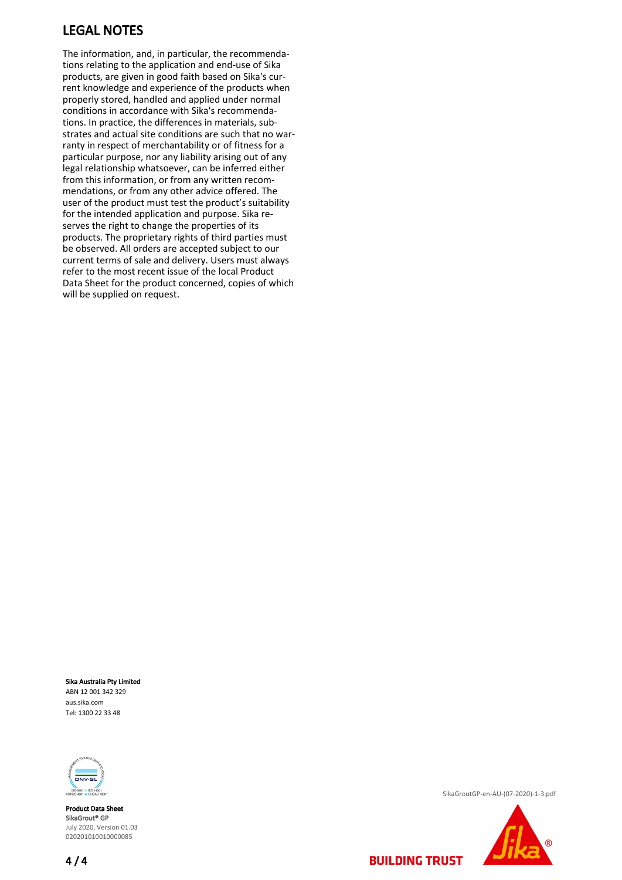## LEGAL NOTES

The information, and, in particular, the recommendations relating to the application and end-use of Sika products, are given in good faith based on Sika's current knowledge and experience of the products when properly stored, handled and applied under normal conditions in accordance with Sika's recommendations. In practice, the differences in materials, substrates and actual site conditions are such that no warranty in respect of merchantability or of fitness for a particular purpose, nor any liability arising out of any legal relationship whatsoever, can be inferred either from this information, or from any written recommendations, or from any other advice offered. The user of the product must test the product's suitability for the intended application and purpose. Sika reserves the right to change the properties of its products. The proprietary rights of third parties must be observed. All orders are accepted subject to our current terms of sale and delivery. Users must always refer to the most recent issue of the local Product Data Sheet for the product concerned, copies of which will be supplied on request.

**Sika Australia Pty Limited**
ABN 12 001 342 329
aus.sika.com
Tel: 1300 22 33 48

ISO 9001 = ISO 14001
AS/NZS 4801 = OHSAS 18001

**Product Data Sheet**
**SikaGrout® GP**
July 2020, Version 01.03
020201010010000085

SikaGroutGP-en-AU-(07-2020)-1-3.pdf

BUILDING TRUST